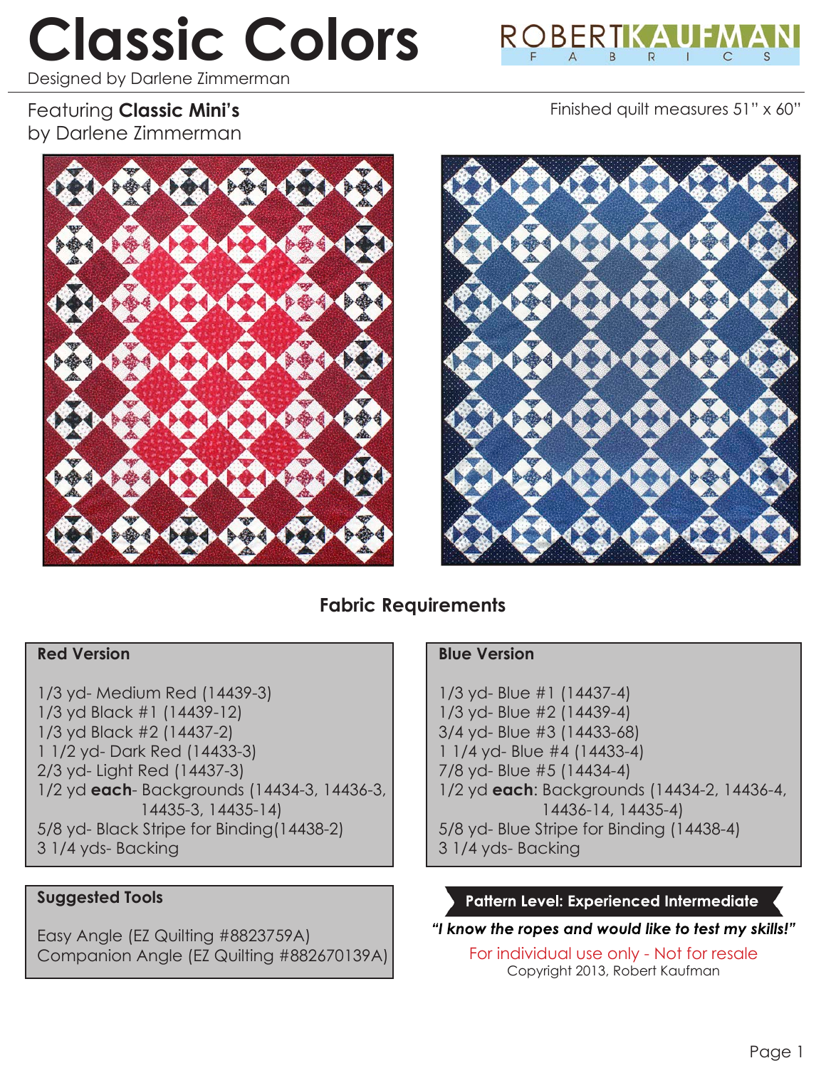# Classic Colors

Designed by Darlene Zimmerman

ROBERT KAUFMAN FABRICS

Featuring **Classic Mini's** by Darlene Zimmerman

Finished quilt measures 51" x 60"

## Fabric Requirements

### Red Version

1/3 yd- Medium Red (14439-3)
1/3 yd Black #1 (14439-12)
1/3 yd Black #2 (14437-2)
1 1/2 yd- Dark Red (14433-3)
2/3 yd- Light Red (14437-3)
1/2 yd **each**- Backgrounds (14434-3, 14436-3, 14435-3, 14435-14)
5/8 yd- Black Stripe for Binding(14438-2)
3 1/4 yds- Backing

### Blue Version

1/3 yd- Blue #1 (14437-4)
1/3 yd- Blue #2 (14439-4)
3/4 yd- Blue #3 (14433-68)
1 1/4 yd- Blue #4 (14433-4)
7/8 yd- Blue #5 (14434-4)
1/2 yd **each**: Backgrounds (14434-2, 14436-4, 14436-14, 14435-4)
5/8 yd- Blue Stripe for Binding (14438-4)
3 1/4 yds- Backing

### Suggested Tools

Easy Angle (EZ Quilting #8823759A)
Companion Angle (EZ Quilting #882670139A)

**Pattern Level: Experienced Intermediate**

***"I know the ropes and would like to test my skills!"***

For individual use only - Not for resale

Copyright 2013, Robert Kaufman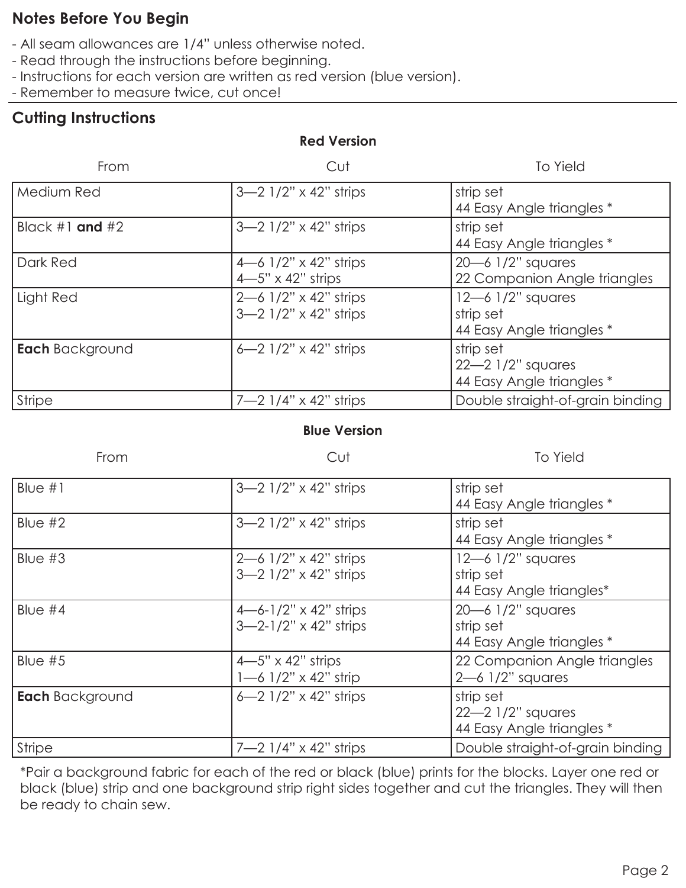## Notes Before You Begin

- All seam allowances are 1/4" unless otherwise noted.
- Read through the instructions before beginning.
- Instructions for each version are written as red version (blue version).
- Remember to measure twice, cut once!

## Cutting Instructions

**Red Version**

| From | Cut | To Yield |
|---|---|---|
| Medium Red | 3—2 1/2" x 42" strips | strip set<br>44 Easy Angle triangles * |
| Black #1 **and** #2 | 3—2 1/2" x 42" strips | strip set<br>44 Easy Angle triangles * |
| Dark Red | 4—6 1/2" x 42" strips<br>4—5" x 42" strips | 20—6 1/2" squares<br>22 Companion Angle triangles |
| Light Red | 2—6 1/2" x 42" strips<br>3—2 1/2" x 42" strips | 12—6 1/2" squares<br>strip set<br>44 Easy Angle triangles * |
| **Each** Background | 6—2 1/2" x 42" strips | strip set<br>22—2 1/2" squares<br>44 Easy Angle triangles * |
| Stripe | 7—2 1/4" x 42" strips | Double straight-of-grain binding |

**Blue Version**

| From | Cut | To Yield |
|---|---|---|
| Blue #1 | 3—2 1/2" x 42" strips | strip set<br>44 Easy Angle triangles * |
| Blue #2 | 3—2 1/2" x 42" strips | strip set<br>44 Easy Angle triangles * |
| Blue #3 | 2—6 1/2" x 42" strips<br>3—2 1/2" x 42" strips | 12—6 1/2" squares<br>strip set<br>44 Easy Angle triangles* |
| Blue #4 | 4—6-1/2" x 42" strips<br>3—2-1/2" x 42" strips | 20—6 1/2" squares<br>strip set<br>44 Easy Angle triangles * |
| Blue #5 | 4—5" x 42" strips<br>1—6 1/2" x 42" strip | 22 Companion Angle triangles<br>2—6 1/2" squares |
| **Each** Background | 6—2 1/2" x 42" strips | strip set<br>22—2 1/2" squares<br>44 Easy Angle triangles * |
| Stripe | 7—2 1/4" x 42" strips | Double straight-of-grain binding |

*Pair a background fabric for each of the red or black (blue) prints for the blocks. Layer one red or black (blue) strip and one background strip right sides together and cut the triangles. They will then be ready to chain sew.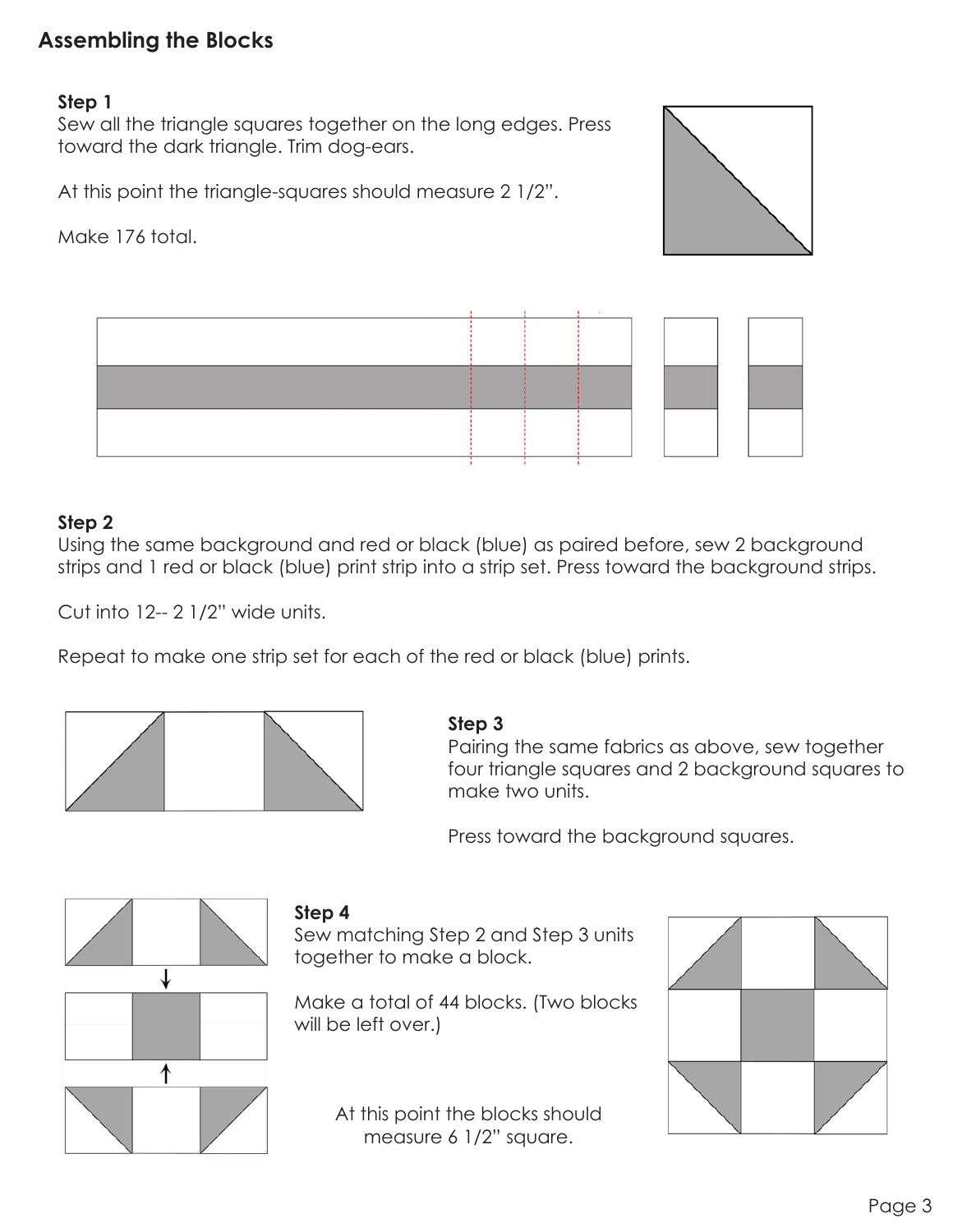## Assembling the Blocks

**Step 1**

Sew all the triangle squares together on the long edges. Press toward the dark triangle. Trim dog-ears.

At this point the triangle-squares should measure 2 1/2".

Make 176 total.

**Step 2**

Using the same background and red or black (blue) as paired before, sew 2 background strips and 1 red or black (blue) print strip into a strip set. Press toward the background strips.

Cut into 12-- 2 1/2" wide units.

Repeat to make one strip set for each of the red or black (blue) prints.

**Step 3**

Pairing the same fabrics as above, sew together four triangle squares and 2 background squares to make two units.

Press toward the background squares.

**Step 4**

Sew matching Step 2 and Step 3 units together to make a block.

Make a total of 44 blocks. (Two blocks will be left over.)

At this point the blocks should measure 6 1/2" square.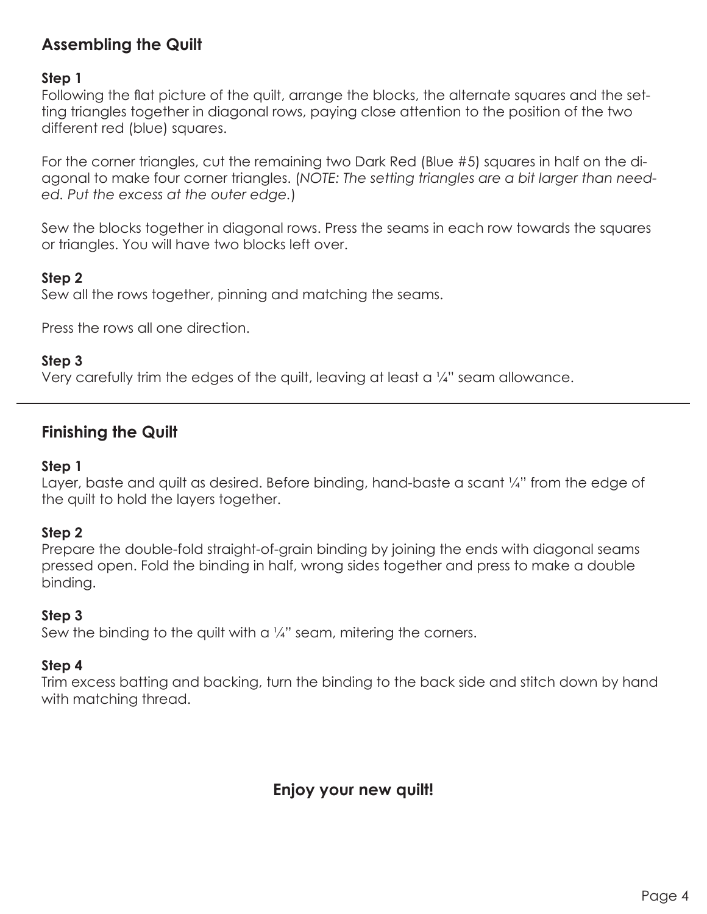## Assembling the Quilt

**Step 1**

Following the flat picture of the quilt, arrange the blocks, the alternate squares and the setting triangles together in diagonal rows, paying close attention to the position of the two different red (blue) squares.

For the corner triangles, cut the remaining two Dark Red (Blue #5) squares in half on the diagonal to make four corner triangles. (*NOTE: The setting triangles are a bit larger than needed. Put the excess at the outer edge.*)

Sew the blocks together in diagonal rows. Press the seams in each row towards the squares or triangles. You will have two blocks left over.

**Step 2**

Sew all the rows together, pinning and matching the seams.

Press the rows all one direction.

**Step 3**

Very carefully trim the edges of the quilt, leaving at least a ¼" seam allowance.

---

## Finishing the Quilt

**Step 1**

Layer, baste and quilt as desired. Before binding, hand-baste a scant ¼" from the edge of the quilt to hold the layers together.

**Step 2**

Prepare the double-fold straight-of-grain binding by joining the ends with diagonal seams pressed open. Fold the binding in half, wrong sides together and press to make a double binding.

**Step 3**

Sew the binding to the quilt with a ¼" seam, mitering the corners.

**Step 4**

Trim excess batting and backing, turn the binding to the back side and stitch down by hand with matching thread.

**Enjoy your new quilt!**